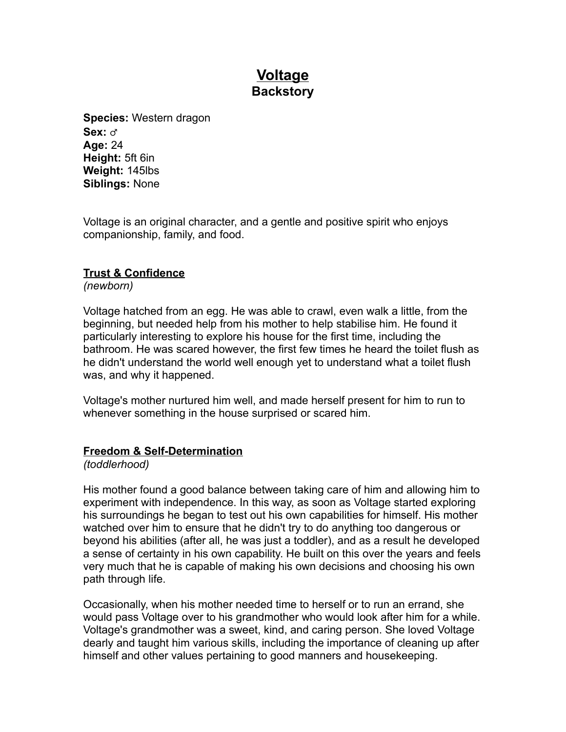# Voltage

## Backstory

**Species:** Western dragon
**Sex:** ♂
**Age:** 24
**Height:** 5ft 6in
**Weight:** 145lbs
**Siblings:** None

Voltage is an original character, and a gentle and positive spirit who enjoys companionship, family, and food.

### Trust & Confidence

*(newborn)*

Voltage hatched from an egg. He was able to crawl, even walk a little, from the beginning, but needed help from his mother to help stabilise him. He found it particularly interesting to explore his house for the first time, including the bathroom. He was scared however, the first few times he heard the toilet flush as he didn't understand the world well enough yet to understand what a toilet flush was, and why it happened.

Voltage's mother nurtured him well, and made herself present for him to run to whenever something in the house surprised or scared him.

### Freedom & Self-Determination

*(toddlerhood)*

His mother found a good balance between taking care of him and allowing him to experiment with independence. In this way, as soon as Voltage started exploring his surroundings he began to test out his own capabilities for himself. His mother watched over him to ensure that he didn't try to do anything too dangerous or beyond his abilities (after all, he was just a toddler), and as a result he developed a sense of certainty in his own capability. He built on this over the years and feels very much that he is capable of making his own decisions and choosing his own path through life.

Occasionally, when his mother needed time to herself or to run an errand, she would pass Voltage over to his grandmother who would look after him for a while. Voltage's grandmother was a sweet, kind, and caring person. She loved Voltage dearly and taught him various skills, including the importance of cleaning up after himself and other values pertaining to good manners and housekeeping.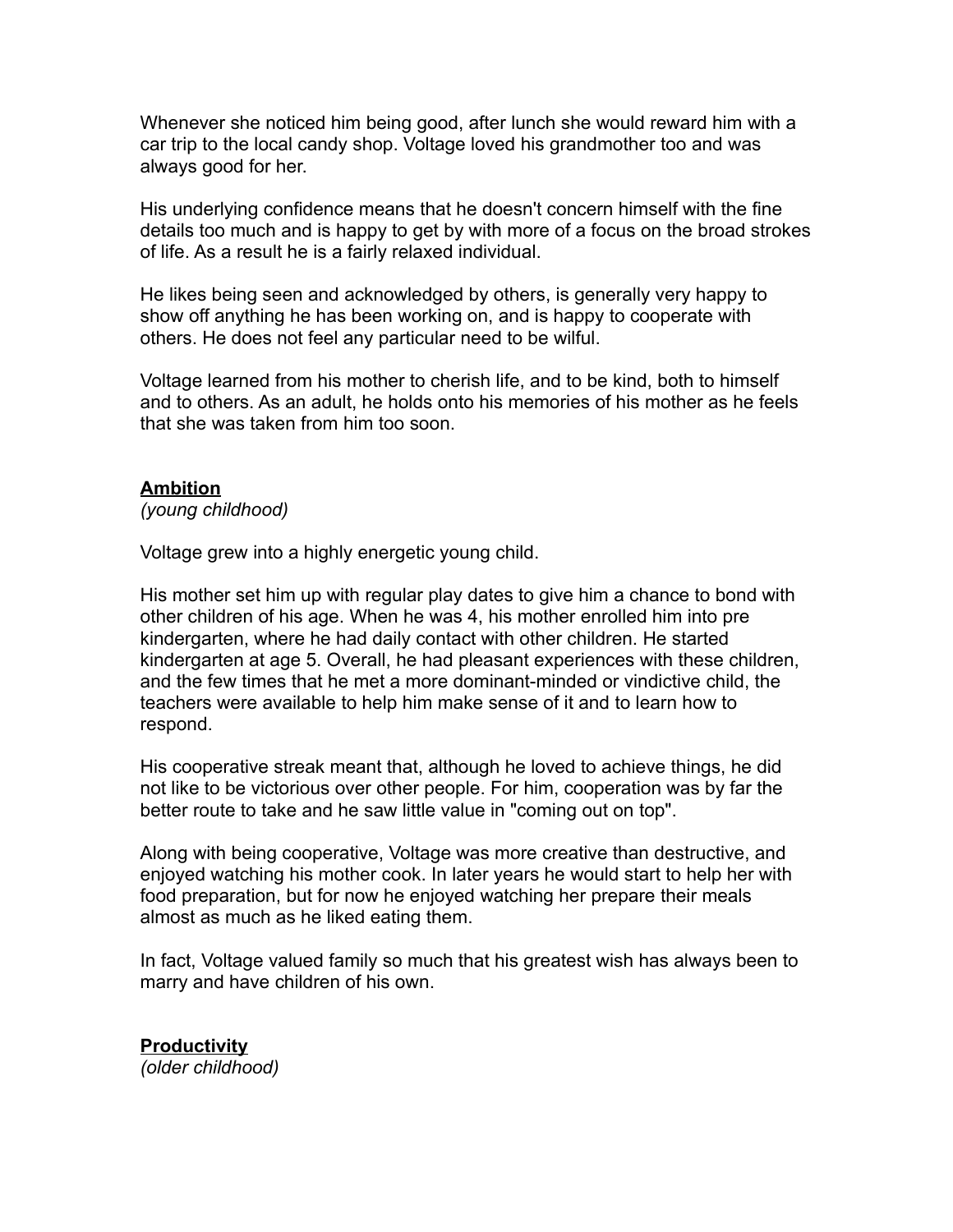Whenever she noticed him being good, after lunch she would reward him with a car trip to the local candy shop. Voltage loved his grandmother too and was always good for her.

His underlying confidence means that he doesn't concern himself with the fine details too much and is happy to get by with more of a focus on the broad strokes of life. As a result he is a fairly relaxed individual.

He likes being seen and acknowledged by others, is generally very happy to show off anything he has been working on, and is happy to cooperate with others. He does not feel any particular need to be wilful.

Voltage learned from his mother to cherish life, and to be kind, both to himself and to others. As an adult, he holds onto his memories of his mother as he feels that she was taken from him too soon.

**Ambition**
*(young childhood)*

Voltage grew into a highly energetic young child.

His mother set him up with regular play dates to give him a chance to bond with other children of his age. When he was 4, his mother enrolled him into pre kindergarten, where he had daily contact with other children. He started kindergarten at age 5. Overall, he had pleasant experiences with these children, and the few times that he met a more dominant-minded or vindictive child, the teachers were available to help him make sense of it and to learn how to respond.

His cooperative streak meant that, although he loved to achieve things, he did not like to be victorious over other people. For him, cooperation was by far the better route to take and he saw little value in "coming out on top".

Along with being cooperative, Voltage was more creative than destructive, and enjoyed watching his mother cook. In later years he would start to help her with food preparation, but for now he enjoyed watching her prepare their meals almost as much as he liked eating them.

In fact, Voltage valued family so much that his greatest wish has always been to marry and have children of his own.

**Productivity**
*(older childhood)*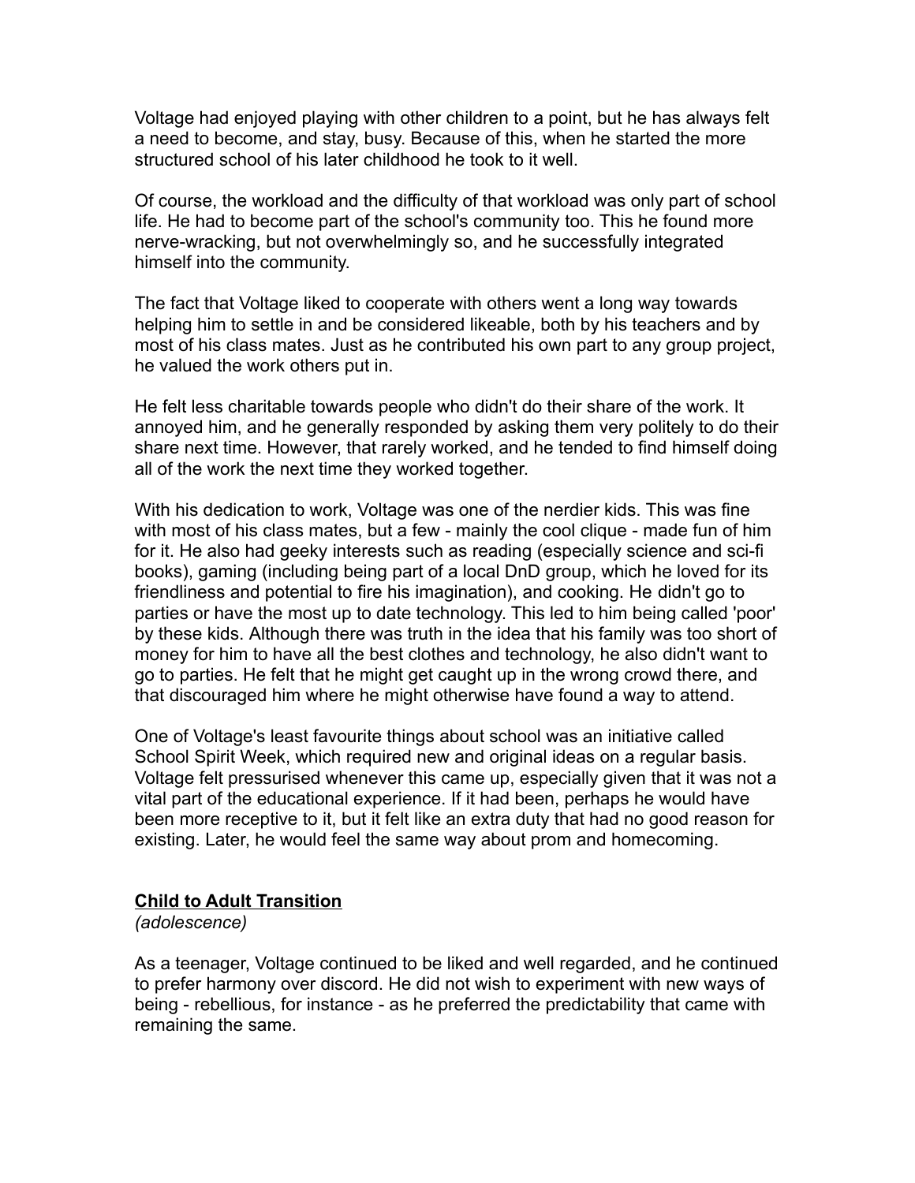Voltage had enjoyed playing with other children to a point, but he has always felt a need to become, and stay, busy. Because of this, when he started the more structured school of his later childhood he took to it well.

Of course, the workload and the difficulty of that workload was only part of school life. He had to become part of the school's community too. This he found more nerve-wracking, but not overwhelmingly so, and he successfully integrated himself into the community.

The fact that Voltage liked to cooperate with others went a long way towards helping him to settle in and be considered likeable, both by his teachers and by most of his class mates. Just as he contributed his own part to any group project, he valued the work others put in.

He felt less charitable towards people who didn't do their share of the work. It annoyed him, and he generally responded by asking them very politely to do their share next time. However, that rarely worked, and he tended to find himself doing all of the work the next time they worked together.

With his dedication to work, Voltage was one of the nerdier kids. This was fine with most of his class mates, but a few - mainly the cool clique - made fun of him for it. He also had geeky interests such as reading (especially science and sci-fi books), gaming (including being part of a local DnD group, which he loved for its friendliness and potential to fire his imagination), and cooking. He didn't go to parties or have the most up to date technology. This led to him being called 'poor' by these kids. Although there was truth in the idea that his family was too short of money for him to have all the best clothes and technology, he also didn't want to go to parties. He felt that he might get caught up in the wrong crowd there, and that discouraged him where he might otherwise have found a way to attend.

One of Voltage's least favourite things about school was an initiative called School Spirit Week, which required new and original ideas on a regular basis. Voltage felt pressurised whenever this came up, especially given that it was not a vital part of the educational experience. If it had been, perhaps he would have been more receptive to it, but it felt like an extra duty that had no good reason for existing. Later, he would feel the same way about prom and homecoming.

## Child to Adult Transition

*(adolescence)*

As a teenager, Voltage continued to be liked and well regarded, and he continued to prefer harmony over discord. He did not wish to experiment with new ways of being - rebellious, for instance - as he preferred the predictability that came with remaining the same.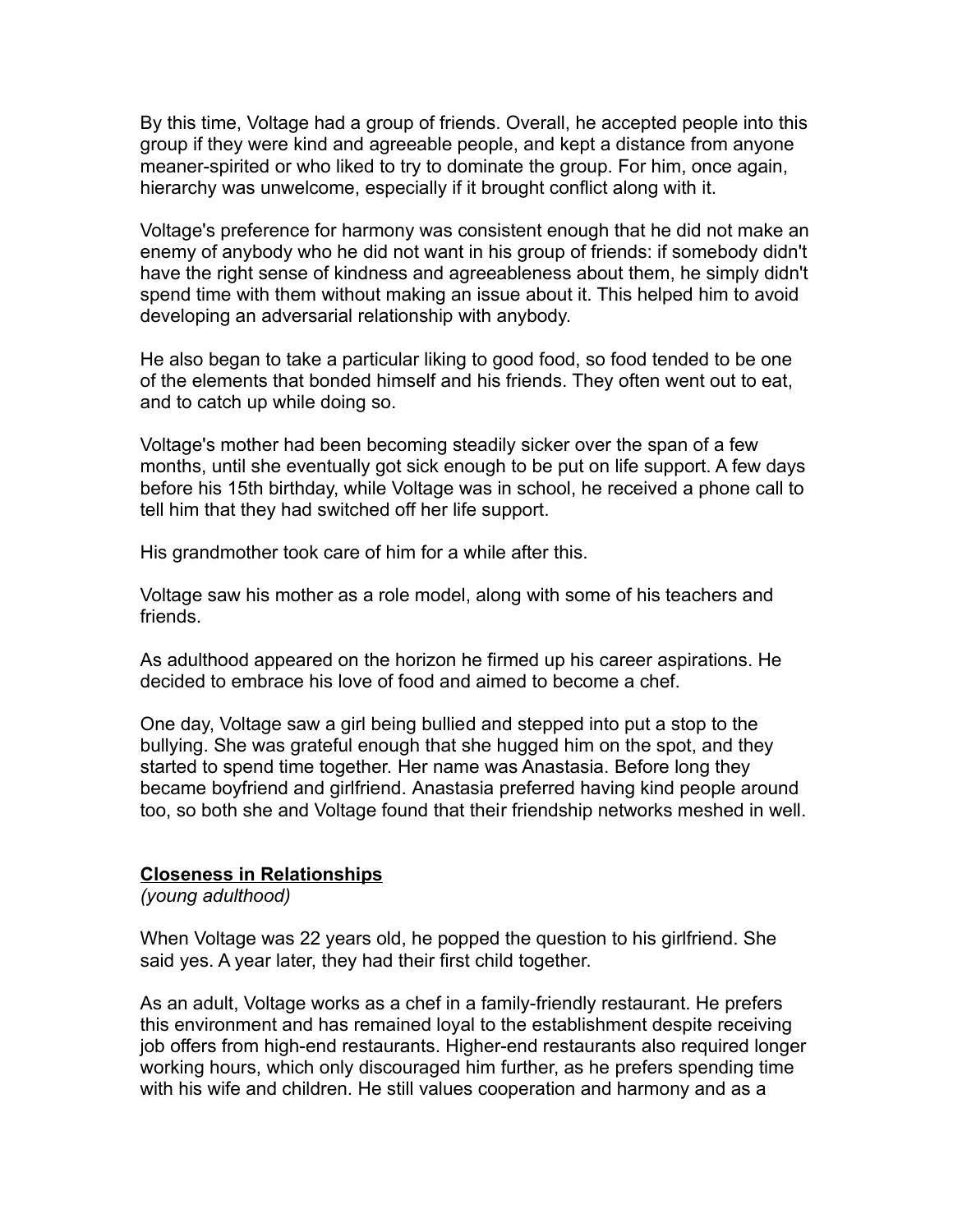By this time, Voltage had a group of friends. Overall, he accepted people into this group if they were kind and agreeable people, and kept a distance from anyone meaner-spirited or who liked to try to dominate the group. For him, once again, hierarchy was unwelcome, especially if it brought conflict along with it.

Voltage's preference for harmony was consistent enough that he did not make an enemy of anybody who he did not want in his group of friends: if somebody didn't have the right sense of kindness and agreeableness about them, he simply didn't spend time with them without making an issue about it. This helped him to avoid developing an adversarial relationship with anybody.

He also began to take a particular liking to good food, so food tended to be one of the elements that bonded himself and his friends. They often went out to eat, and to catch up while doing so.

Voltage's mother had been becoming steadily sicker over the span of a few months, until she eventually got sick enough to be put on life support. A few days before his 15th birthday, while Voltage was in school, he received a phone call to tell him that they had switched off her life support.

His grandmother took care of him for a while after this.

Voltage saw his mother as a role model, along with some of his teachers and friends.

As adulthood appeared on the horizon he firmed up his career aspirations. He decided to embrace his love of food and aimed to become a chef.

One day, Voltage saw a girl being bullied and stepped into put a stop to the bullying. She was grateful enough that she hugged him on the spot, and they started to spend time together. Her name was Anastasia. Before long they became boyfriend and girlfriend. Anastasia preferred having kind people around too, so both she and Voltage found that their friendship networks meshed in well.

## Closeness in Relationships

*(young adulthood)*

When Voltage was 22 years old, he popped the question to his girlfriend. She said yes. A year later, they had their first child together.

As an adult, Voltage works as a chef in a family-friendly restaurant. He prefers this environment and has remained loyal to the establishment despite receiving job offers from high-end restaurants. Higher-end restaurants also required longer working hours, which only discouraged him further, as he prefers spending time with his wife and children. He still values cooperation and harmony and as a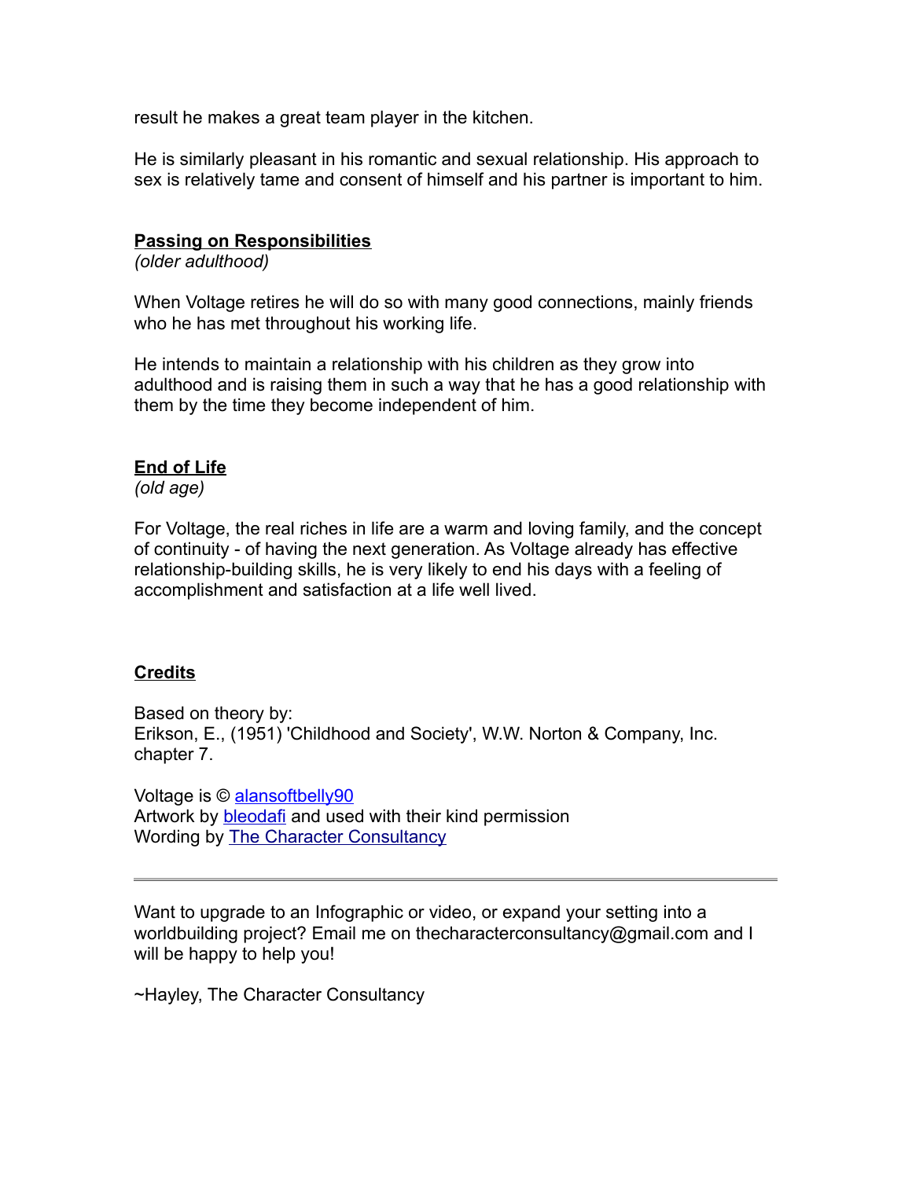result he makes a great team player in the kitchen.

He is similarly pleasant in his romantic and sexual relationship. His approach to sex is relatively tame and consent of himself and his partner is important to him.

## **Passing on Responsibilities**

*(older adulthood)*

When Voltage retires he will do so with many good connections, mainly friends who he has met throughout his working life.

He intends to maintain a relationship with his children as they grow into adulthood and is raising them in such a way that he has a good relationship with them by the time they become independent of him.

## **End of Life**

*(old age)*

For Voltage, the real riches in life are a warm and loving family, and the concept of continuity - of having the next generation. As Voltage already has effective relationship-building skills, he is very likely to end his days with a feeling of accomplishment and satisfaction at a life well lived.

## **Credits**

Based on theory by:
Erikson, E., (1951) 'Childhood and Society', W.W. Norton & Company, Inc. chapter 7.

Voltage is © alansoftbelly90
Artwork by bleodafi and used with their kind permission
Wording by The Character Consultancy

---

Want to upgrade to an Infographic or video, or expand your setting into a worldbuilding project? Email me on thecharacterconsultancy@gmail.com and I will be happy to help you!

~Hayley, The Character Consultancy